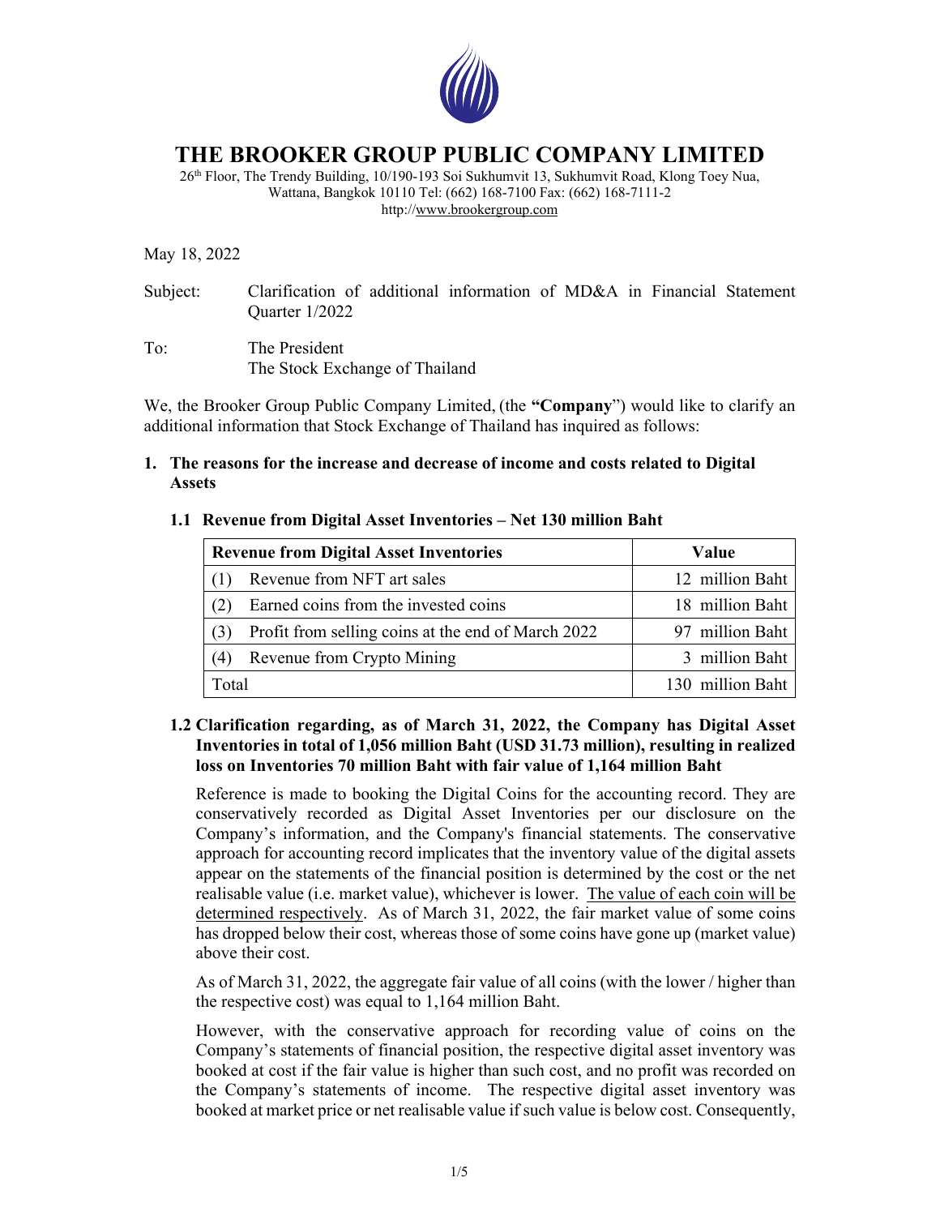# THE BROOKER GROUP PUBLIC COMPANY LIMITED

26th Floor, The Trendy Building, 10/190-193 Soi Sukhumvit 13, Sukhumvit Road, Klong Toey Nua, Wattana, Bangkok 10110 Tel: (662) 168-7100 Fax: (662) 168-7111-2
http://www.brookergroup.com

May 18, 2022

Subject: Clarification of additional information of MD&A in Financial Statement Quarter 1/2022

To: The President
The Stock Exchange of Thailand

We, the Brooker Group Public Company Limited, (the **"Company"**) would like to clarify an additional information that Stock Exchange of Thailand has inquired as follows:

**1. The reasons for the increase and decrease of income and costs related to Digital Assets**

**1.1 Revenue from Digital Asset Inventories – Net 130 million Baht**

| Revenue from Digital Asset Inventories | Value |
|---|---|
| (1) Revenue from NFT art sales | 12 million Baht |
| (2) Earned coins from the invested coins | 18 million Baht |
| (3) Profit from selling coins at the end of March 2022 | 97 million Baht |
| (4) Revenue from Crypto Mining | 3 million Baht |
| Total | 130 million Baht |

**1.2 Clarification regarding, as of March 31, 2022, the Company has Digital Asset Inventories in total of 1,056 million Baht (USD 31.73 million), resulting in realized loss on Inventories 70 million Baht with fair value of 1,164 million Baht**

Reference is made to booking the Digital Coins for the accounting record. They are conservatively recorded as Digital Asset Inventories per our disclosure on the Company's information, and the Company's financial statements. The conservative approach for accounting record implicates that the inventory value of the digital assets appear on the statements of the financial position is determined by the cost or the net realisable value (i.e. market value), whichever is lower. The value of each coin will be determined respectively. As of March 31, 2022, the fair market value of some coins has dropped below their cost, whereas those of some coins have gone up (market value) above their cost.

As of March 31, 2022, the aggregate fair value of all coins (with the lower / higher than the respective cost) was equal to 1,164 million Baht.

However, with the conservative approach for recording value of coins on the Company's statements of financial position, the respective digital asset inventory was booked at cost if the fair value is higher than such cost, and no profit was recorded on the Company's statements of income. The respective digital asset inventory was booked at market price or net realisable value if such value is below cost. Consequently,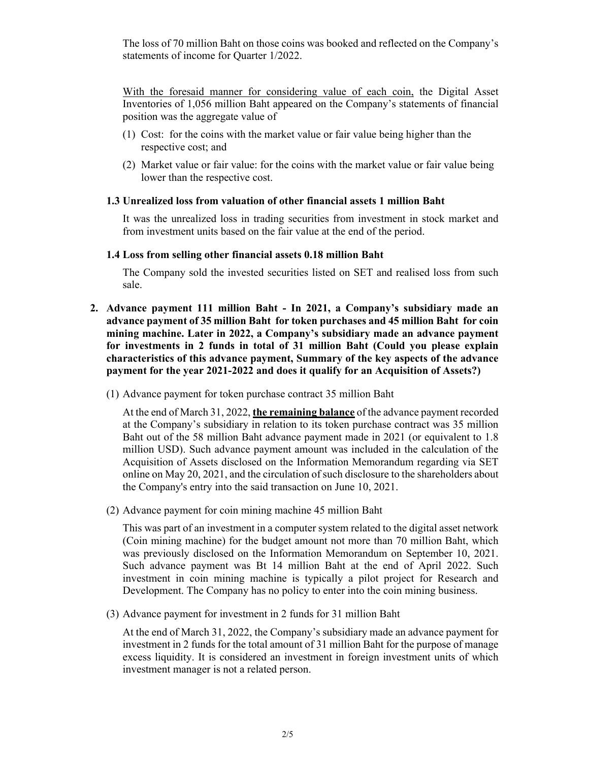The loss of 70 million Baht on those coins was booked and reflected on the Company's statements of income for Quarter 1/2022.

With the foresaid manner for considering value of each coin, the Digital Asset Inventories of 1,056 million Baht appeared on the Company's statements of financial position was the aggregate value of

(1) Cost: for the coins with the market value or fair value being higher than the respective cost; and

(2) Market value or fair value: for the coins with the market value or fair value being lower than the respective cost.

**1.3 Unrealized loss from valuation of other financial assets 1 million Baht**

It was the unrealized loss in trading securities from investment in stock market and from investment units based on the fair value at the end of the period.

**1.4 Loss from selling other financial assets 0.18 million Baht**

The Company sold the invested securities listed on SET and realised loss from such sale.

**2. Advance payment 111 million Baht - In 2021, a Company's subsidiary made an advance payment of 35 million Baht for token purchases and 45 million Baht for coin mining machine. Later in 2022, a Company's subsidiary made an advance payment for investments in 2 funds in total of 31 million Baht (Could you please explain characteristics of this advance payment, Summary of the key aspects of the advance payment for the year 2021-2022 and does it qualify for an Acquisition of Assets?)**

(1) Advance payment for token purchase contract 35 million Baht

At the end of March 31, 2022, **the remaining balance** of the advance payment recorded at the Company's subsidiary in relation to its token purchase contract was 35 million Baht out of the 58 million Baht advance payment made in 2021 (or equivalent to 1.8 million USD). Such advance payment amount was included in the calculation of the Acquisition of Assets disclosed on the Information Memorandum regarding via SET online on May 20, 2021, and the circulation of such disclosure to the shareholders about the Company's entry into the said transaction on June 10, 2021.

(2) Advance payment for coin mining machine 45 million Baht

This was part of an investment in a computer system related to the digital asset network (Coin mining machine) for the budget amount not more than 70 million Baht, which was previously disclosed on the Information Memorandum on September 10, 2021. Such advance payment was Bt 14 million Baht at the end of April 2022. Such investment in coin mining machine is typically a pilot project for Research and Development. The Company has no policy to enter into the coin mining business.

(3) Advance payment for investment in 2 funds for 31 million Baht

At the end of March 31, 2022, the Company's subsidiary made an advance payment for investment in 2 funds for the total amount of 31 million Baht for the purpose of manage excess liquidity. It is considered an investment in foreign investment units of which investment manager is not a related person.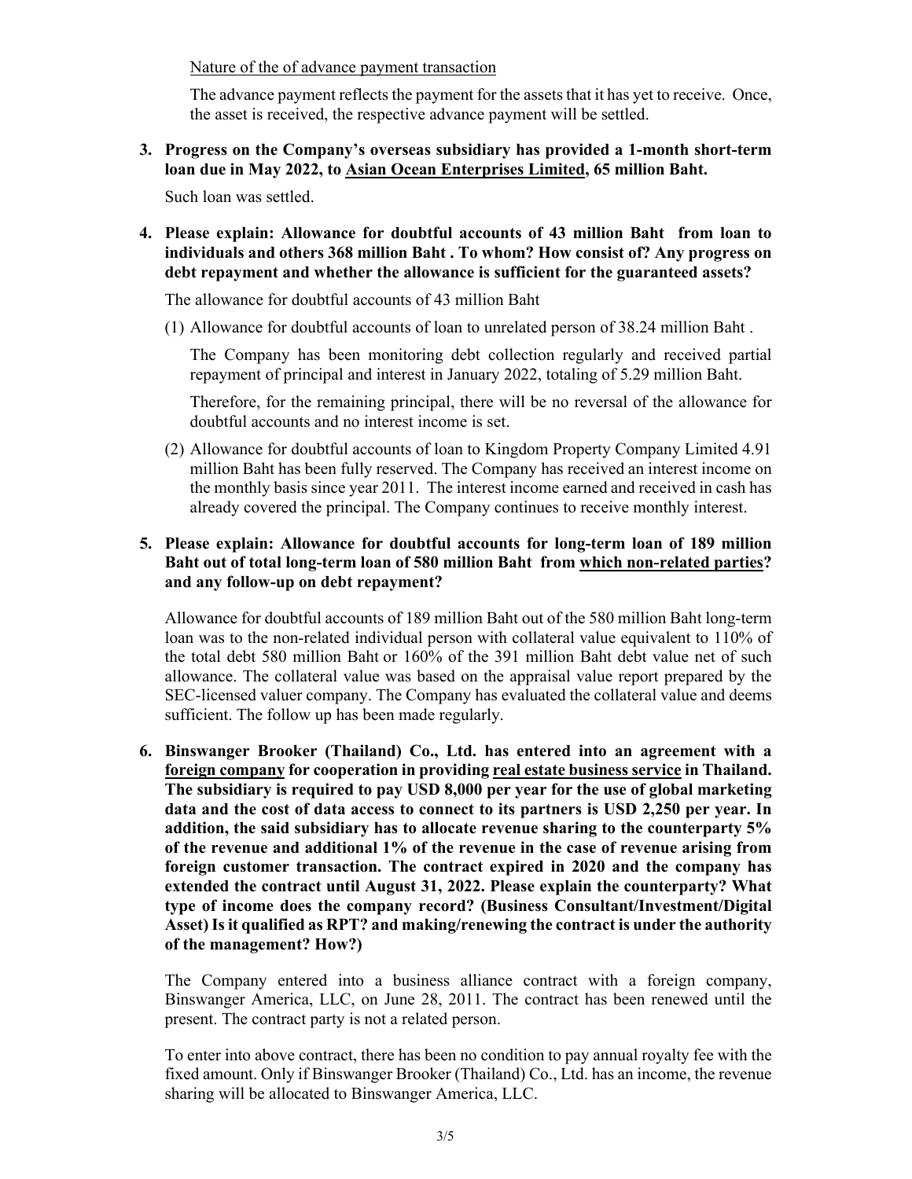<u>Nature of the of advance payment transaction</u>

The advance payment reflects the payment for the assets that it has yet to receive. Once, the asset is received, the respective advance payment will be settled.

**3. Progress on the Company's overseas subsidiary has provided a 1-month short-term loan due in May 2022, to <u>Asian Ocean Enterprises Limited</u>, 65 million Baht.**

Such loan was settled.

**4. Please explain: Allowance for doubtful accounts of 43 million Baht from loan to individuals and others 368 million Baht . To whom? How consist of? Any progress on debt repayment and whether the allowance is sufficient for the guaranteed assets?**

The allowance for doubtful accounts of 43 million Baht

(1) Allowance for doubtful accounts of loan to unrelated person of 38.24 million Baht .

The Company has been monitoring debt collection regularly and received partial repayment of principal and interest in January 2022, totaling of 5.29 million Baht.

Therefore, for the remaining principal, there will be no reversal of the allowance for doubtful accounts and no interest income is set.

(2) Allowance for doubtful accounts of loan to Kingdom Property Company Limited 4.91 million Baht has been fully reserved. The Company has received an interest income on the monthly basis since year 2011. The interest income earned and received in cash has already covered the principal. The Company continues to receive monthly interest.

**5. Please explain: Allowance for doubtful accounts for long-term loan of 189 million Baht out of total long-term loan of 580 million Baht from <u>which non-related parties</u>? and any follow-up on debt repayment?**

Allowance for doubtful accounts of 189 million Baht out of the 580 million Baht long-term loan was to the non-related individual person with collateral value equivalent to 110% of the total debt 580 million Baht or 160% of the 391 million Baht debt value net of such allowance. The collateral value was based on the appraisal value report prepared by the SEC-licensed valuer company. The Company has evaluated the collateral value and deems sufficient. The follow up has been made regularly.

**6. Binswanger Brooker (Thailand) Co., Ltd. has entered into an agreement with a <u>foreign company</u> for cooperation in providing <u>real estate business service</u> in Thailand. The subsidiary is required to pay USD 8,000 per year for the use of global marketing data and the cost of data access to connect to its partners is USD 2,250 per year. In addition, the said subsidiary has to allocate revenue sharing to the counterparty 5% of the revenue and additional 1% of the revenue in the case of revenue arising from foreign customer transaction. The contract expired in 2020 and the company has extended the contract until August 31, 2022. Please explain the counterparty? What type of income does the company record? (Business Consultant/Investment/Digital Asset) Is it qualified as RPT? and making/renewing the contract is under the authority of the management? How?)**

The Company entered into a business alliance contract with a foreign company, Binswanger America, LLC, on June 28, 2011. The contract has been renewed until the present. The contract party is not a related person.

To enter into above contract, there has been no condition to pay annual royalty fee with the fixed amount. Only if Binswanger Brooker (Thailand) Co., Ltd. has an income, the revenue sharing will be allocated to Binswanger America, LLC.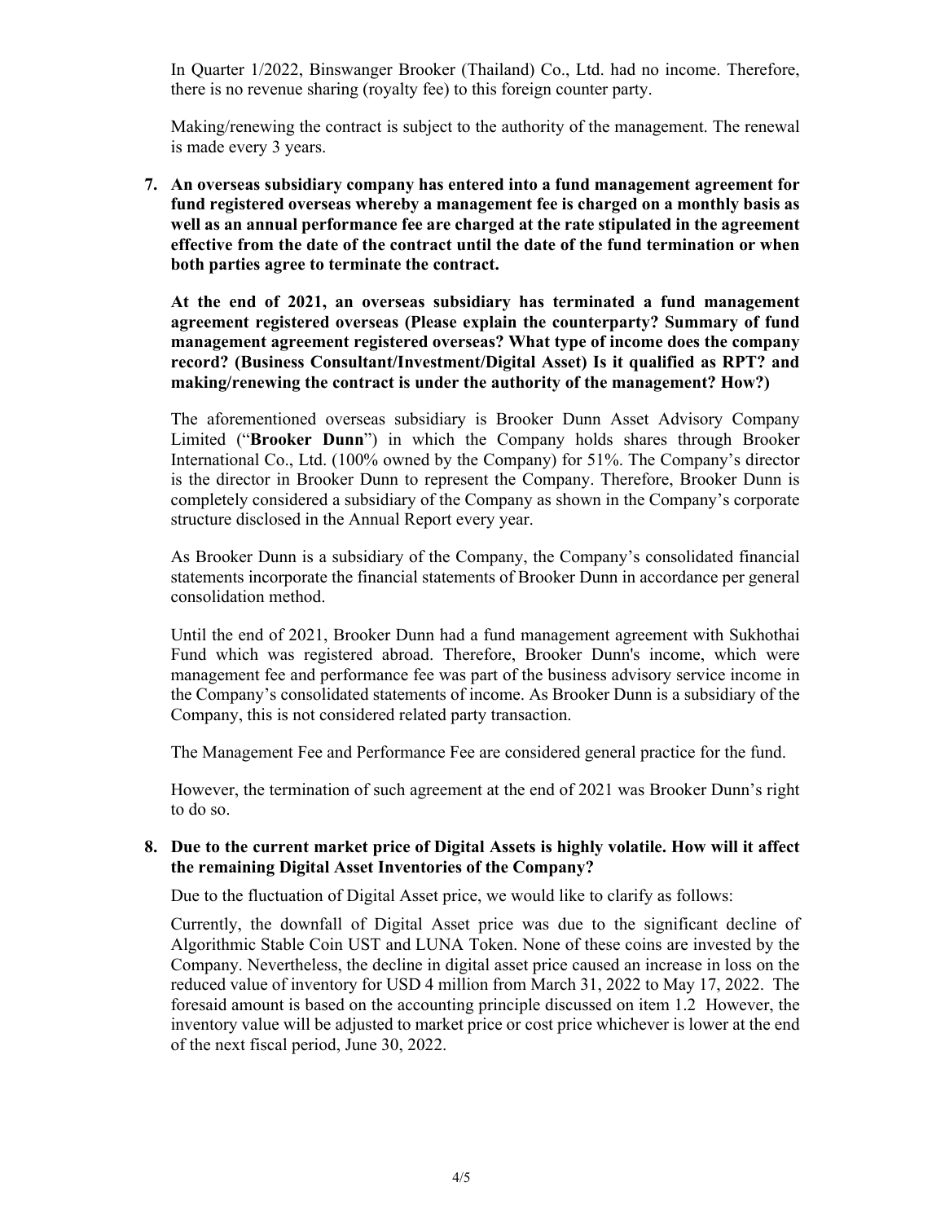In Quarter 1/2022, Binswanger Brooker (Thailand) Co., Ltd. had no income. Therefore, there is no revenue sharing (royalty fee) to this foreign counter party.

Making/renewing the contract is subject to the authority of the management. The renewal is made every 3 years.

7. **An overseas subsidiary company has entered into a fund management agreement for fund registered overseas whereby a management fee is charged on a monthly basis as well as an annual performance fee are charged at the rate stipulated in the agreement effective from the date of the contract until the date of the fund termination or when both parties agree to terminate the contract.**

   **At the end of 2021, an overseas subsidiary has terminated a fund management agreement registered overseas (Please explain the counterparty? Summary of fund management agreement registered overseas? What type of income does the company record? (Business Consultant/Investment/Digital Asset) Is it qualified as RPT? and making/renewing the contract is under the authority of the management? How?)**

   The aforementioned overseas subsidiary is Brooker Dunn Asset Advisory Company Limited ("**Brooker Dunn**") in which the Company holds shares through Brooker International Co., Ltd. (100% owned by the Company) for 51%. The Company's director is the director in Brooker Dunn to represent the Company. Therefore, Brooker Dunn is completely considered a subsidiary of the Company as shown in the Company's corporate structure disclosed in the Annual Report every year.

   As Brooker Dunn is a subsidiary of the Company, the Company's consolidated financial statements incorporate the financial statements of Brooker Dunn in accordance per general consolidation method.

   Until the end of 2021, Brooker Dunn had a fund management agreement with Sukhothai Fund which was registered abroad. Therefore, Brooker Dunn's income, which were management fee and performance fee was part of the business advisory service income in the Company's consolidated statements of income. As Brooker Dunn is a subsidiary of the Company, this is not considered related party transaction.

   The Management Fee and Performance Fee are considered general practice for the fund.

   However, the termination of such agreement at the end of 2021 was Brooker Dunn's right to do so.

8. **Due to the current market price of Digital Assets is highly volatile. How will it affect the remaining Digital Asset Inventories of the Company?**

   Due to the fluctuation of Digital Asset price, we would like to clarify as follows:

   Currently, the downfall of Digital Asset price was due to the significant decline of Algorithmic Stable Coin UST and LUNA Token. None of these coins are invested by the Company. Nevertheless, the decline in digital asset price caused an increase in loss on the reduced value of inventory for USD 4 million from March 31, 2022 to May 17, 2022. The foresaid amount is based on the accounting principle discussed on item 1.2 However, the inventory value will be adjusted to market price or cost price whichever is lower at the end of the next fiscal period, June 30, 2022.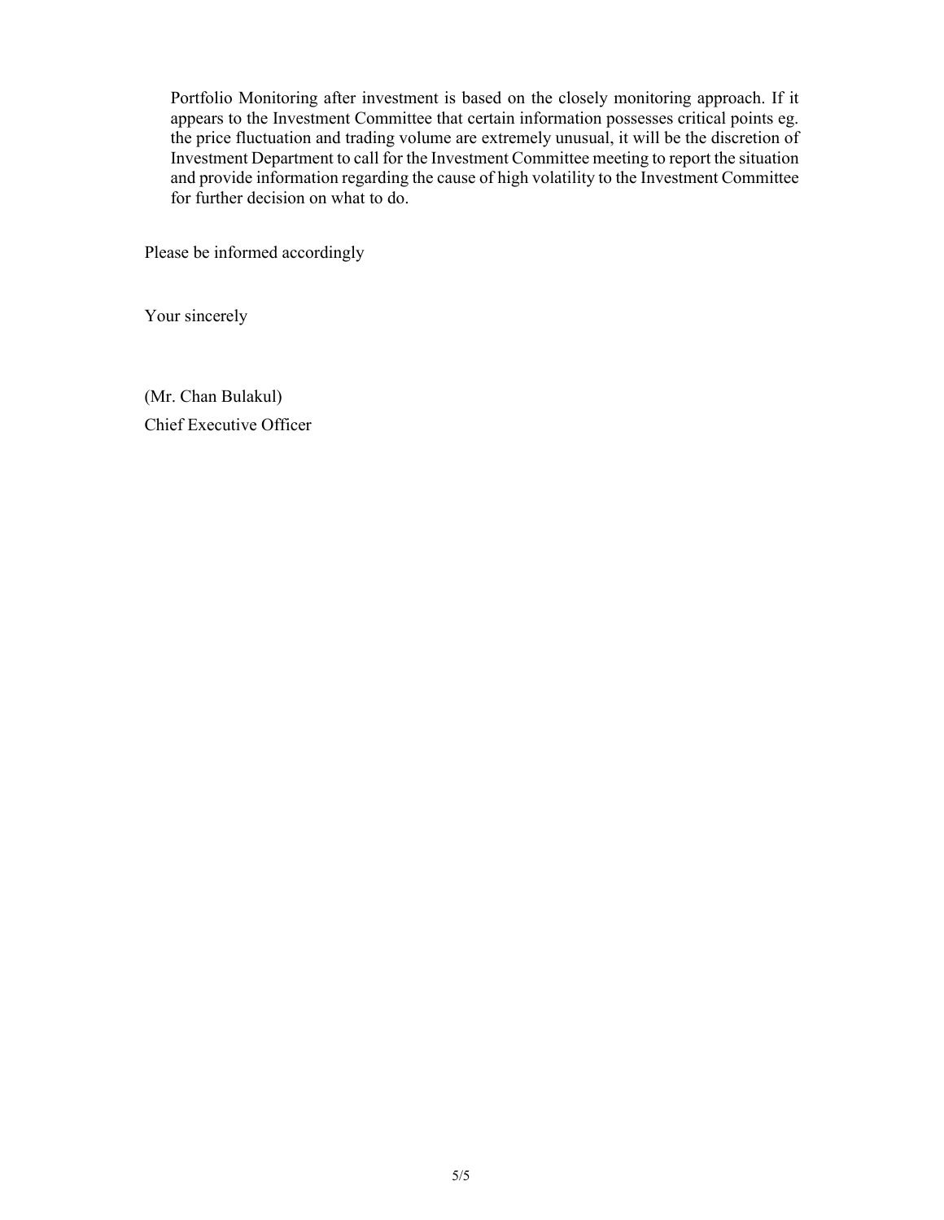Portfolio Monitoring after investment is based on the closely monitoring approach. If it appears to the Investment Committee that certain information possesses critical points eg. the price fluctuation and trading volume are extremely unusual, it will be the discretion of Investment Department to call for the Investment Committee meeting to report the situation and provide information regarding the cause of high volatility to the Investment Committee for further decision on what to do.

Please be informed accordingly

Your sincerely

(Mr. Chan Bulakul)

Chief Executive Officer